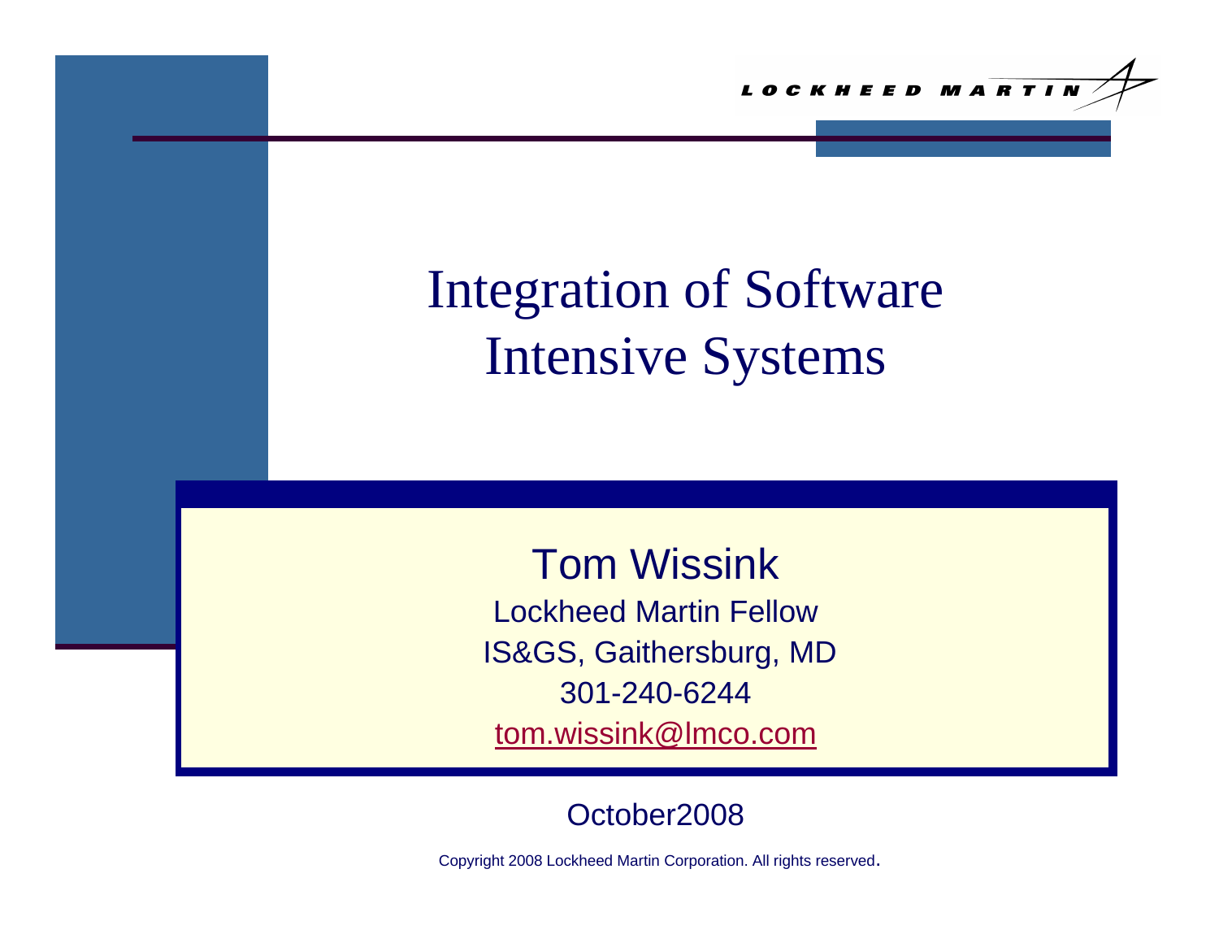LOCKHEED MARTIN

# Integration of Software Intensive Systems

Tom Wissink

Lockheed Martin Fellow

IS&GS, Gaithersburg, MD

301-240-6244

tom.wissink@lmco.com

October2008

Copyright 2008 Lockheed Martin Corporation. All rights reserved.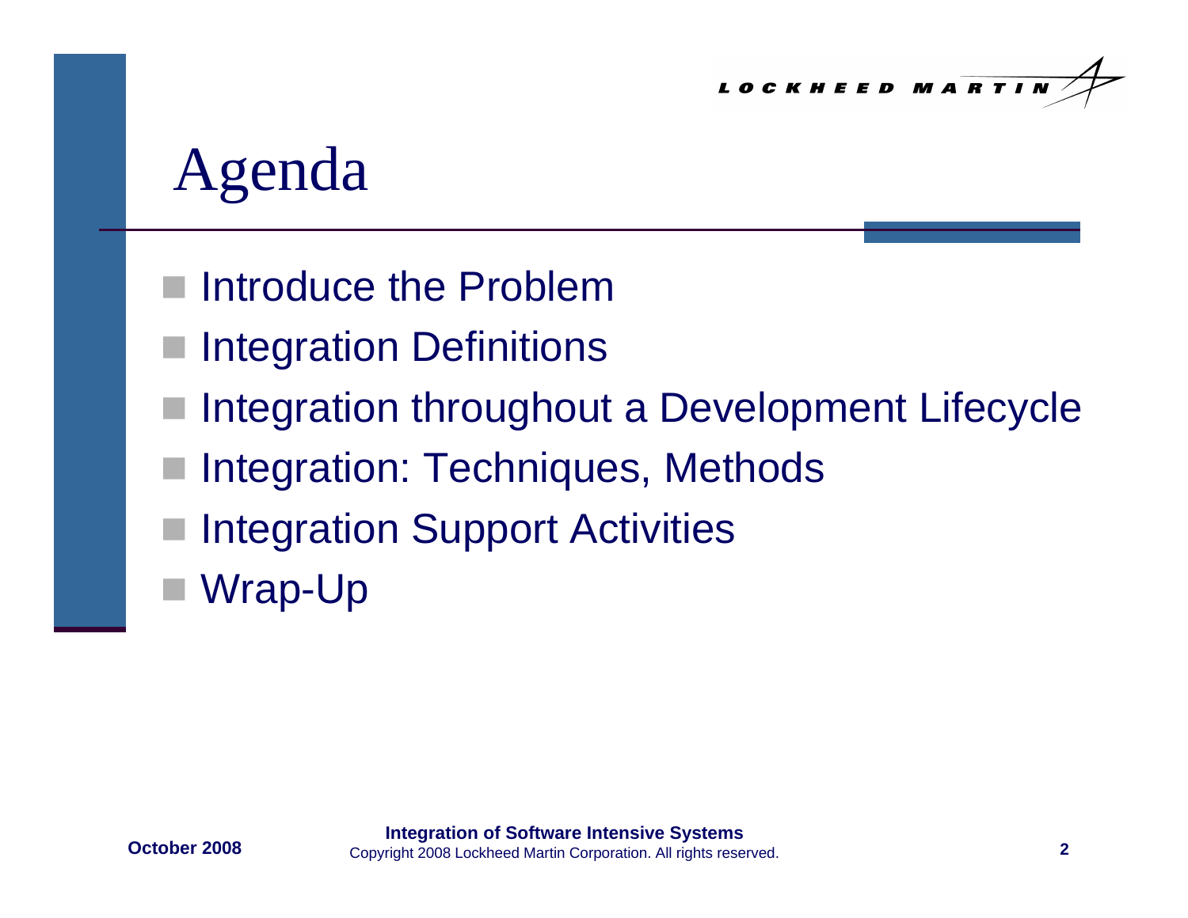# Agenda

- Introduce the Problem
- Integration Definitions
- Integration throughout a Development Lifecycle
- Integration: Techniques, Methods
- Integration Support Activities
- Wrap-Up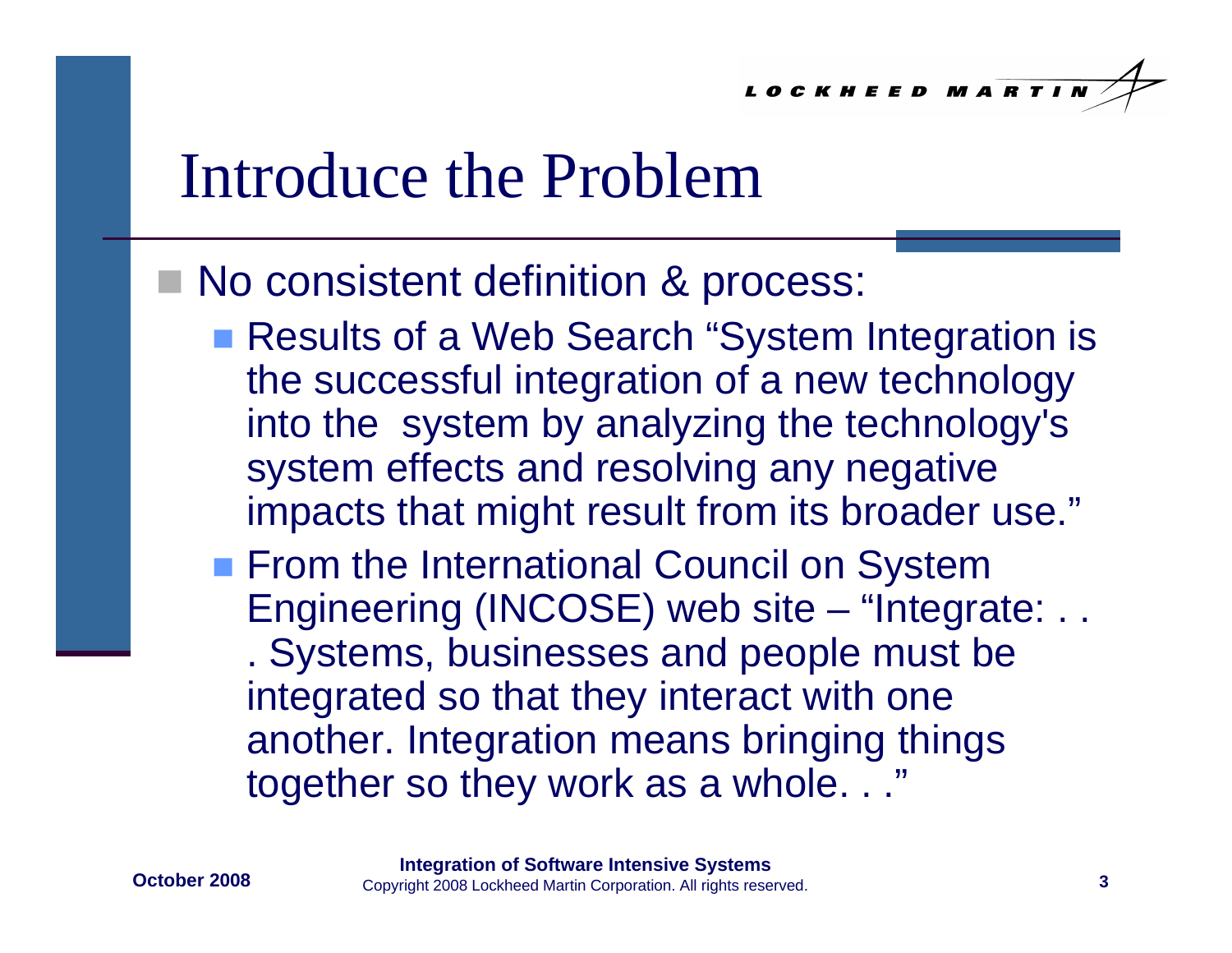# Introduce the Problem

- No consistent definition & process:
  - Results of a Web Search "System Integration is the successful integration of a new technology into the system by analyzing the technology's system effects and resolving any negative impacts that might result from its broader use."
  - From the International Council on System Engineering (INCOSE) web site – "Integrate: . . . Systems, businesses and people must be integrated so that they interact with one another. Integration means bringing things together so they work as a whole. . ."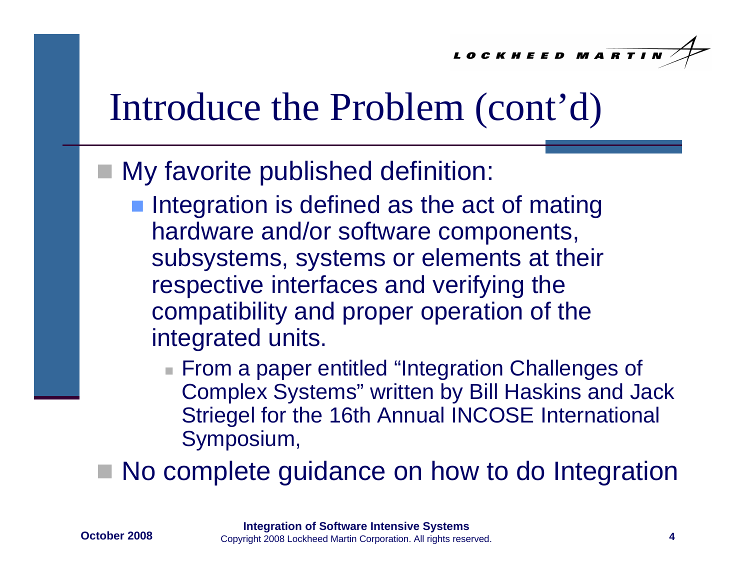# Introduce the Problem (cont'd)

- My favorite published definition:
  - Integration is defined as the act of mating hardware and/or software components, subsystems, systems or elements at their respective interfaces and verifying the compatibility and proper operation of the integrated units.
    - From a paper entitled "Integration Challenges of Complex Systems" written by Bill Haskins and Jack Striegel for the 16th Annual INCOSE International Symposium,
- No complete guidance on how to do Integration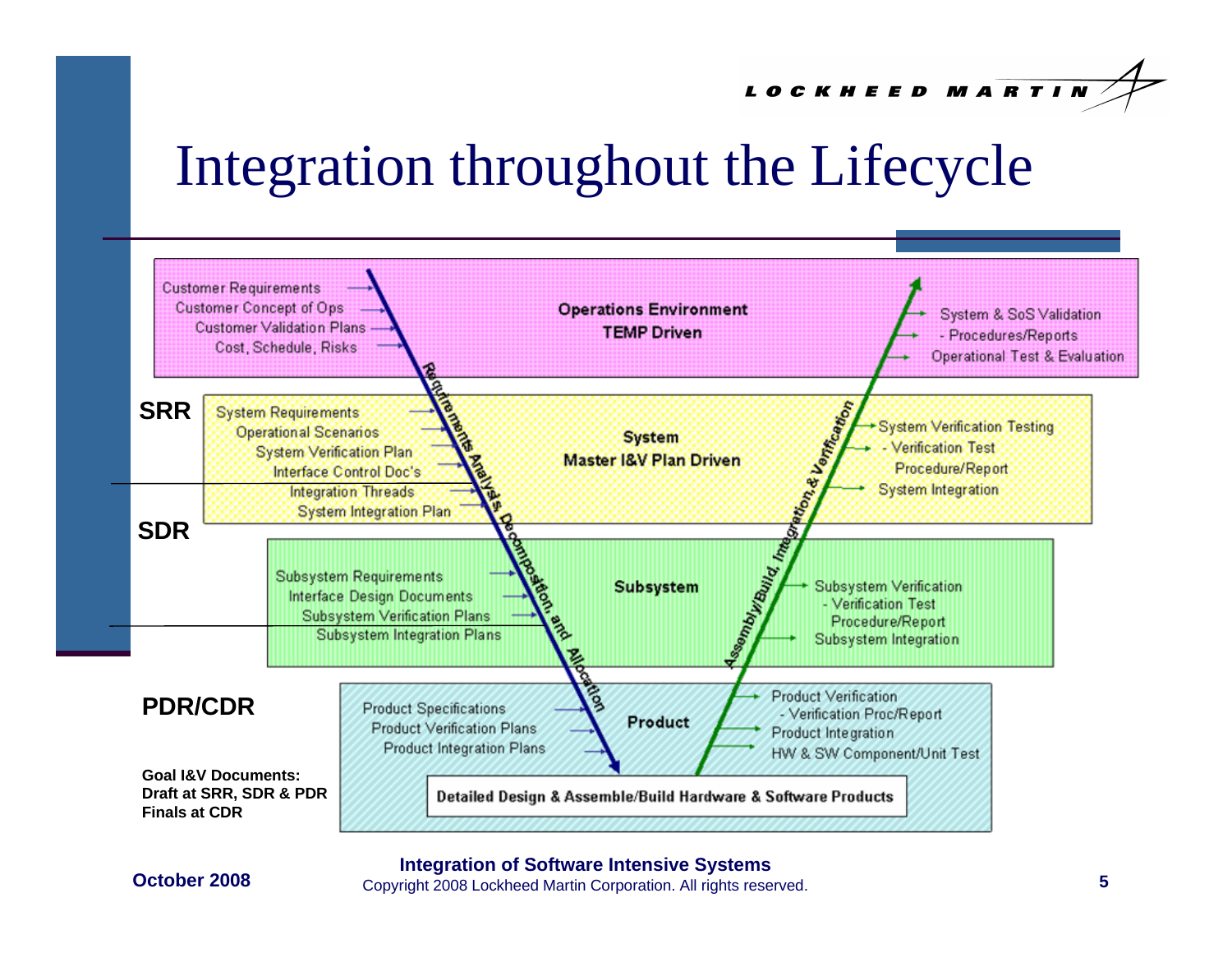# Integration throughout the Lifecycle

**SRR**

**SDR**

**PDR/CDR**

**Operations Environment**
**TEMP Driven**

- Customer Requirements
- Customer Concept of Ops
- Customer Validation Plans
- Cost, Schedule, Risks

- System & SoS Validation
- - Procedures/Reports
- Operational Test & Evaluation

**System**
**Master I&V Plan Driven**

- System Requirements
- Operational Scenarios
- System Verification Plan
- Interface Control Doc's
- Integration Threads
- System Integration Plan

- System Verification Testing
- - Verification Test Procedure/Report
- System Integration

**Subsystem**

- Subsystem Requirements
- Interface Design Documents
- Subsystem Verification Plans
- Subsystem Integration Plans

- Subsystem Verification
- - Verification Test Procedure/Report
- Subsystem Integration

**Product**

- Product Specifications
- Product Verification Plans
- Product Integration Plans

- Product Verification
- - Verification Proc/Report
- Product Integration
- HW & SW Component/Unit Test

Requirements Analysis, Decomposition, and Allocation

Assembly/Build, Integration & Verification

**Detailed Design & Assemble/Build Hardware & Software Products**

**Goal I&V Documents:**
**Draft at SRR, SDR & PDR**
**Finals at CDR**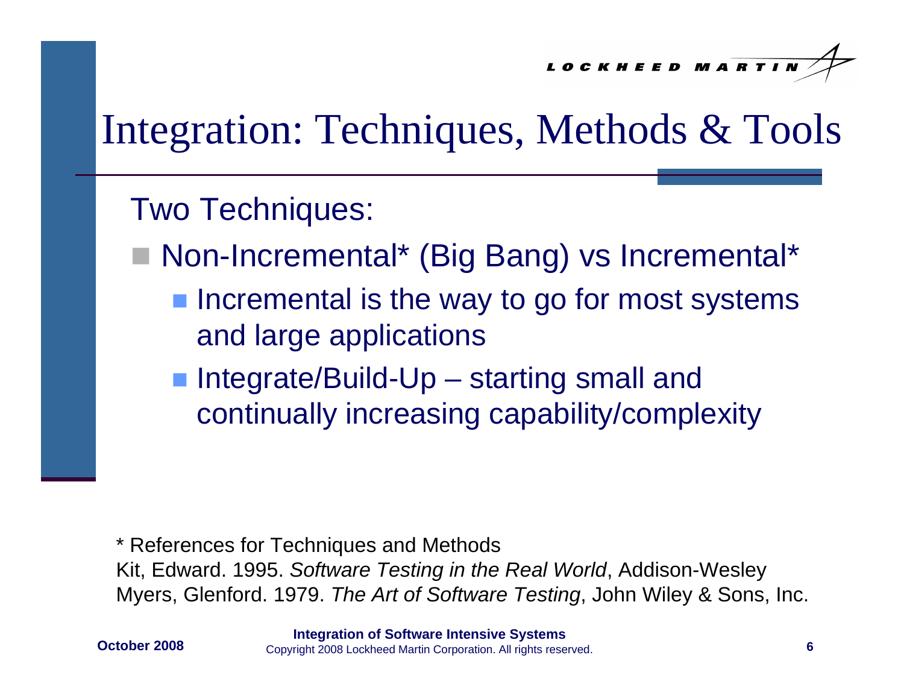# Integration: Techniques, Methods & Tools

Two Techniques:

- Non-Incremental* (Big Bang) vs Incremental*
  - Incremental is the way to go for most systems and large applications
  - Integrate/Build-Up – starting small and continually increasing capability/complexity

* References for Techniques and Methods
Kit, Edward. 1995. *Software Testing in the Real World*, Addison-Wesley
Myers, Glenford. 1979. *The Art of Software Testing*, John Wiley & Sons, Inc.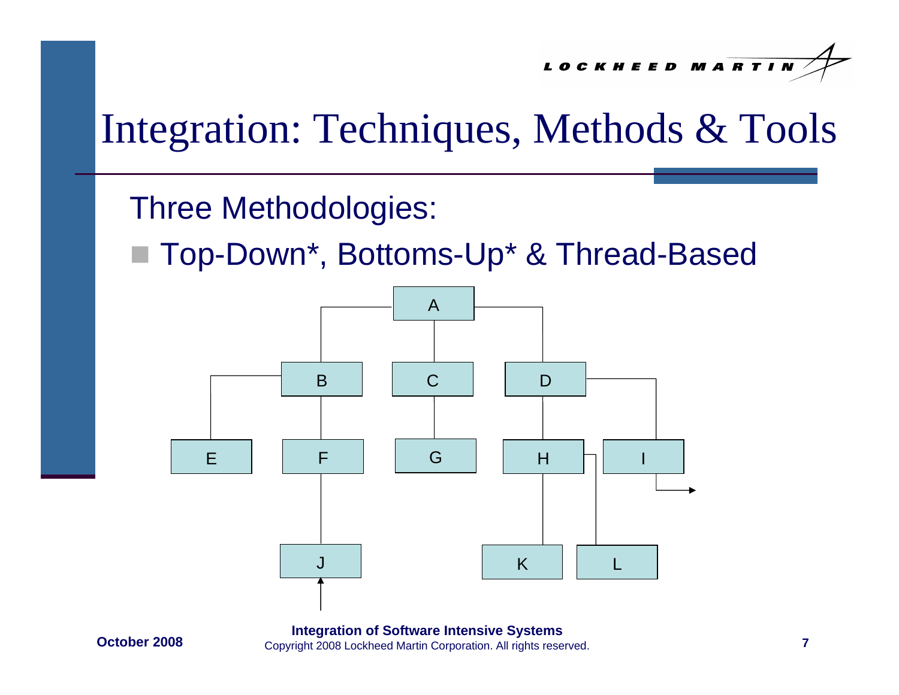# Integration: Techniques, Methods & Tools

Three Methodologies:

- Top-Down*, Bottoms-Up* & Thread-Based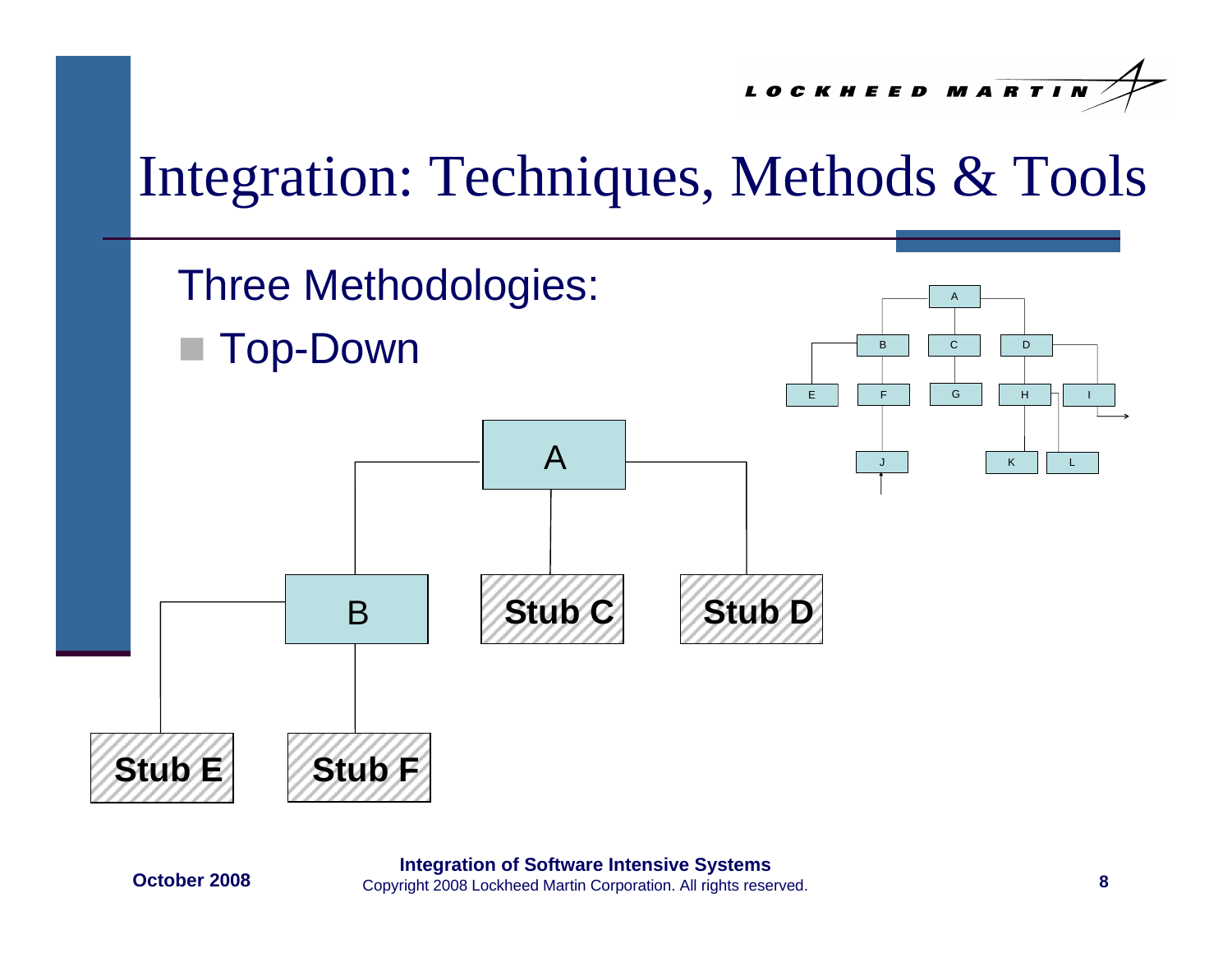# Integration: Techniques, Methods & Tools

Three Methodologies:

- Top-Down

A

B

Stub C

Stub D

Stub E

Stub F

A

B C D

E F G H I

J K L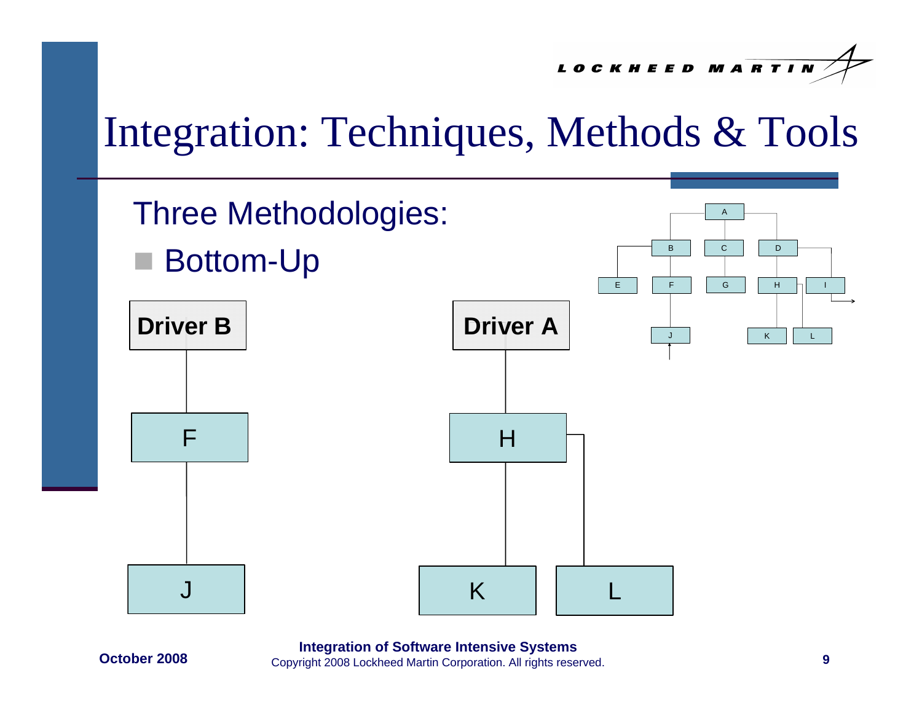# Integration: Techniques, Methods & Tools

Three Methodologies:

- Bottom-Up

Driver B

F

J

Driver A

H

K

L

A

B C D

E F G H I

J K L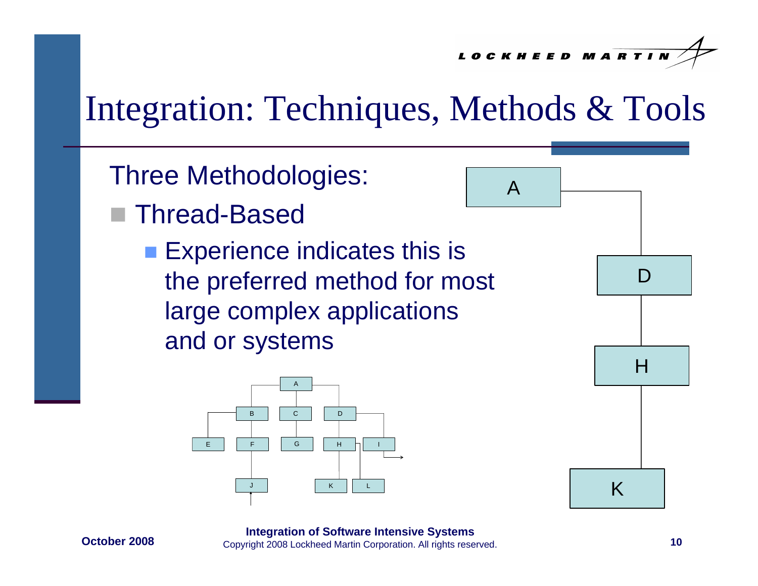# Integration: Techniques, Methods & Tools

Three Methodologies:

- Thread-Based
  - Experience indicates this is the preferred method for most large complex applications and or systems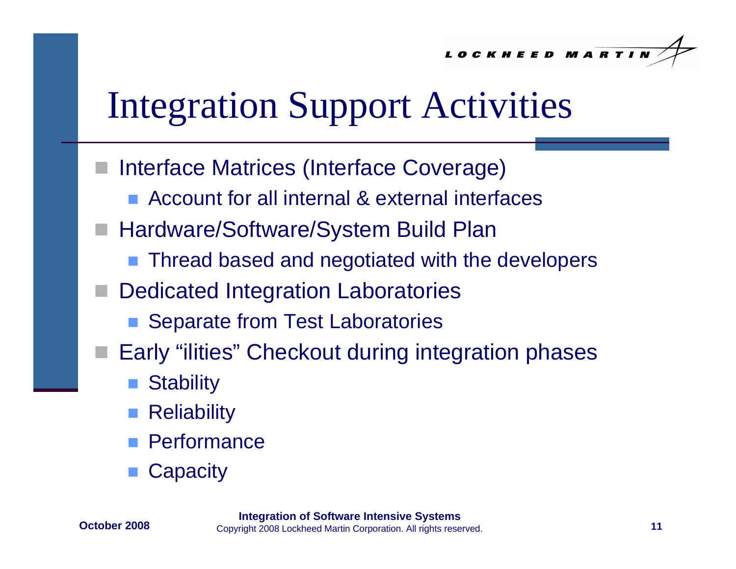# Integration Support Activities

- Interface Matrices (Interface Coverage)
  - Account for all internal & external interfaces
- Hardware/Software/System Build Plan
  - Thread based and negotiated with the developers
- Dedicated Integration Laboratories
  - Separate from Test Laboratories
- Early "ilities" Checkout during integration phases
  - Stability
  - Reliability
  - Performance
  - Capacity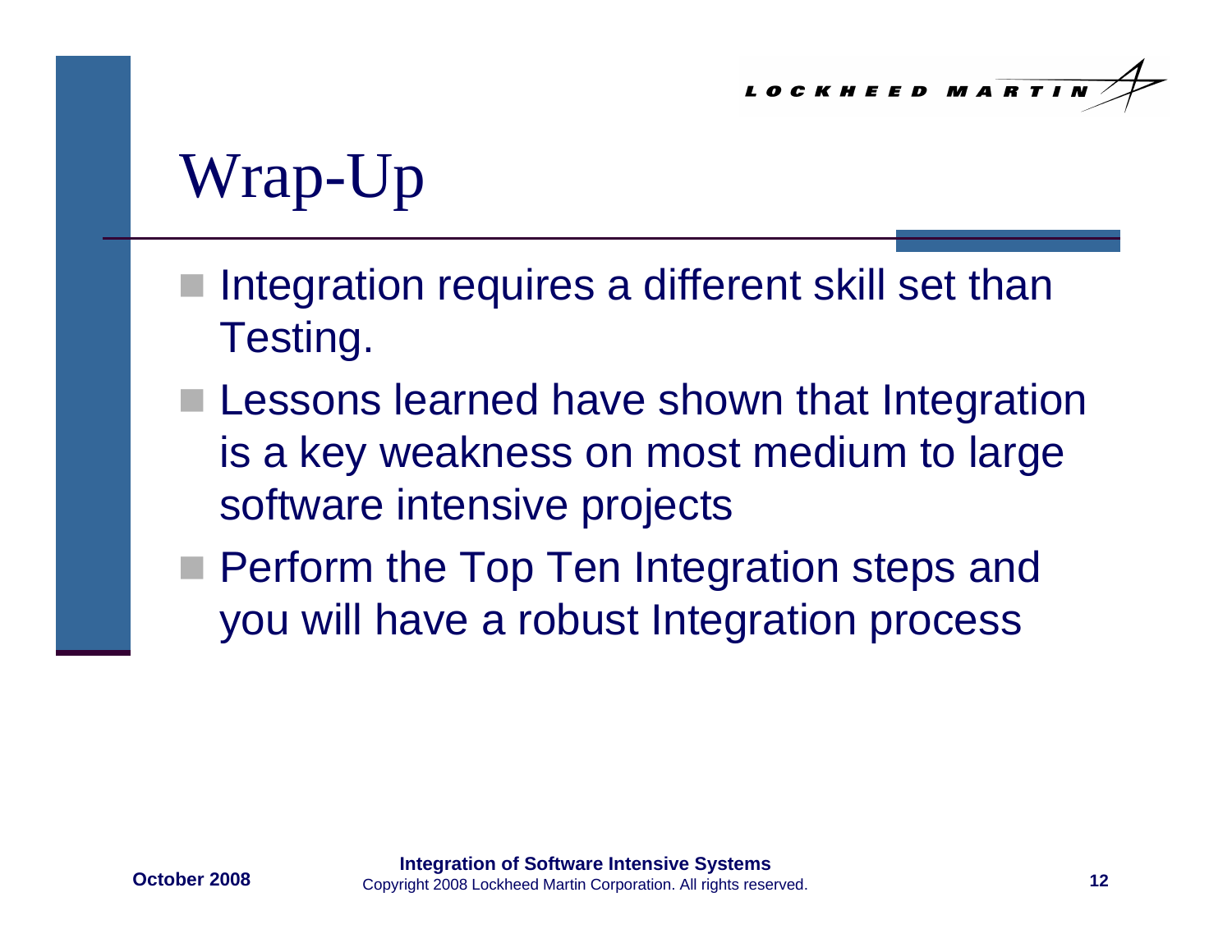# Wrap-Up

- Integration requires a different skill set than Testing.
- Lessons learned have shown that Integration is a key weakness on most medium to large software intensive projects
- Perform the Top Ten Integration steps and you will have a robust Integration process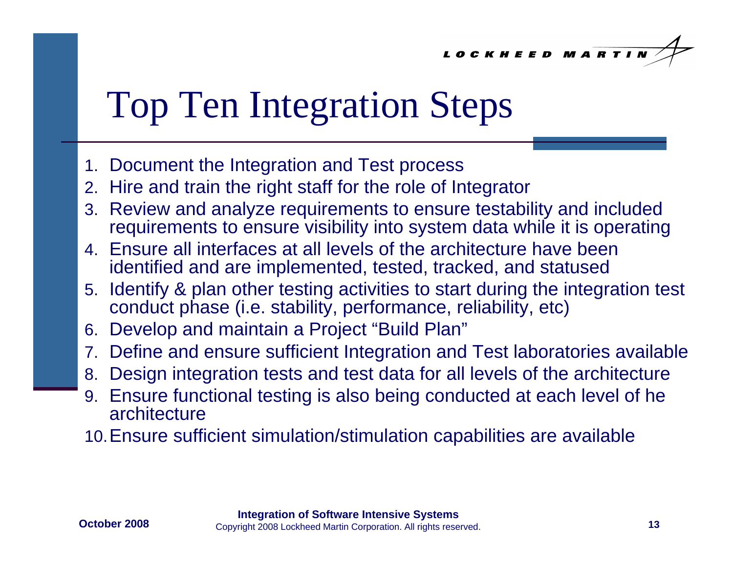# Top Ten Integration Steps

1. Document the Integration and Test process
2. Hire and train the right staff for the role of Integrator
3. Review and analyze requirements to ensure testability and included requirements to ensure visibility into system data while it is operating
4. Ensure all interfaces at all levels of the architecture have been identified and are implemented, tested, tracked, and statused
5. Identify & plan other testing activities to start during the integration test conduct phase (i.e. stability, performance, reliability, etc)
6. Develop and maintain a Project "Build Plan"
7. Define and ensure sufficient Integration and Test laboratories available
8. Design integration tests and test data for all levels of the architecture
9. Ensure functional testing is also being conducted at each level of he architecture
10. Ensure sufficient simulation/stimulation capabilities are available